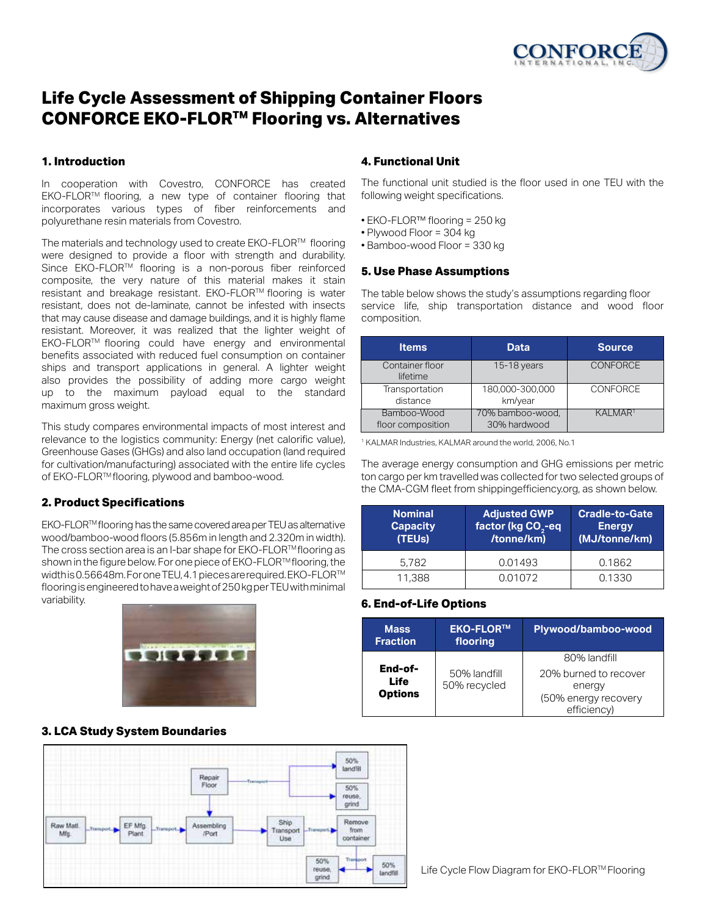# Life Cycle Assessment of Shipping Container Floors CONFORCE EKO-FLOR™ Flooring vs. Alternatives

## 1. Introduction

In cooperation with Covestro, CONFORCE has created EKO-FLOR™ flooring, a new type of container flooring that incorporates various types of fiber reinforcements and polyurethane resin materials from Covestro.

The materials and technology used to create EKO-FLOR™ flooring were designed to provide a floor with strength and durability. Since EKO-FLOR™ flooring is a non-porous fiber reinforced composite, the very nature of this material makes it stain resistant and breakage resistant. EKO-FLOR™ flooring is water resistant, does not de-laminate, cannot be infested with insects that may cause disease and damage buildings, and it is highly flame resistant. Moreover, it was realized that the lighter weight of EKO-FLOR™ flooring could have energy and environmental benefits associated with reduced fuel consumption on container ships and transport applications in general. A lighter weight also provides the possibility of adding more cargo weight up to the maximum payload equal to the standard maximum gross weight.

This study compares environmental impacts of most interest and relevance to the logistics community: Energy (net calorific value), Greenhouse Gases (GHGs) and also land occupation (land required for cultivation/manufacturing) associated with the entire life cycles of EKO-FLOR™ flooring, plywood and bamboo-wood.

## 2. Product Specifications

EKO-FLOR™ flooring has the same covered area per TEU as alternative wood/bamboo-wood floors (5.856m in length and 2.320m in width). The cross section area is an I-bar shape for EKO-FLOR™ flooring as shown in the figure below. For one piece of EKO-FLOR™ flooring, the width is 0.56648m. For one TEU, 4.1 pieces are required. EKO-FLOR™ flooring is engineered to have a weight of 250 kg per TEU with minimal variability.

## 3. LCA Study System Boundaries

Life Cycle Flow Diagram for EKO-FLOR™ Flooring

## 4. Functional Unit

The functional unit studied is the floor used in one TEU with the following weight specifications.

- EKO-FLOR™ flooring = 250 kg
- Plywood Floor = 304 kg
- Bamboo-wood Floor = 330 kg

## 5. Use Phase Assumptions

The table below shows the study's assumptions regarding floor service life, ship transportation distance and wood floor composition.

| Items | Data | Source |
|---|---|---|
| Container floor lifetime | 15-18 years | CONFORCE |
| Transportation distance | 180,000-300,000 km/year | CONFORCE |
| Bamboo-Wood floor composition | 70% bamboo-wood, 30% hardwood | KALMAR[1] |

[1] KALMAR Industries, KALMAR around the world, 2006, No.1

The average energy consumption and GHG emissions per metric ton cargo per km travelled was collected for two selected groups of the CMA-CGM fleet from shippingefficiency.org, as shown below.

| Nominal Capacity (TEUs) | Adjusted GWP factor (kg $CO_2$-eq /tonne/km) | Cradle-to-Gate Energy (MJ/tonne/km) |
|---|---|---|
| 5,782 | 0.01493 | 0.1862 |
| 11,388 | 0.01072 | 0.1330 |

## 6. End-of-Life Options

| Mass Fraction | EKO-FLOR™ flooring | Plywood/bamboo-wood |
|---|---|---|
| **End-of-Life Options** | 50% landfill<br>50% recycled | 80% landfill<br>20% burned to recover energy<br>(50% energy recovery efficiency) |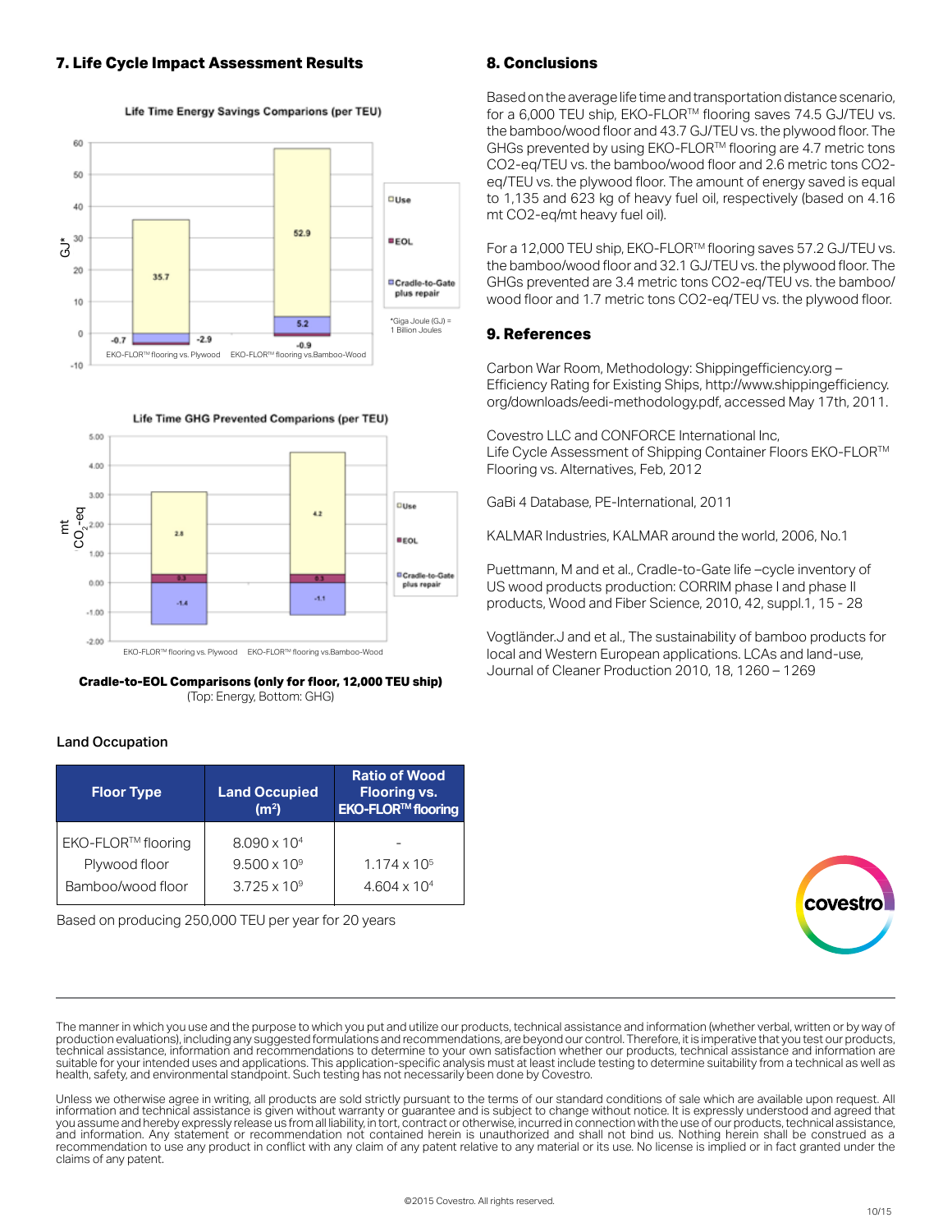## 7. Life Cycle Impact Assessment Results

Life Time Energy Savings Comparions (per TEU)

GJ*

60
50
40
30
20
10
0
-10

35.7
-0.7
-2.9
52.9
5.2
-0.9

EKO-FLOR™ flooring vs. Plywood
EKO-FLOR™ flooring vs.Bamboo-Wood

Use
EOL
Cradle-to-Gate plus repair

*Giga Joule (GJ) = 1 Billion Joules

Life Time GHG Prevented Comparions (per TEU)

mt $CO_2$-eq

5.00
4.00
3.00
2.00
1.00
0.00
-1.00
-2.00

2.8
0.3
-1.4
4.2
0.3
-1.1

EKO-FLOR™ flooring vs. Plywood
EKO-FLOR™ flooring vs.Bamboo-Wood

Use
EOL
Cradle-to-Gate plus repair

**Cradle-to-EOL Comparisons (only for floor, 12,000 TEU ship)**
(Top: Energy, Bottom: GHG)

### Land Occupation

| Floor Type | Land Occupied ($m^2$) | Ratio of Wood Flooring vs. EKO-FLOR™ flooring |
|---|---|---|
| EKO-FLOR™ flooring | $8.090 \times 10^4$ | - |
| Plywood floor | $9.500 \times 10^9$ | $1.174 \times 10^5$ |
| Bamboo/wood floor | $3.725 \times 10^9$ | $4.604 \times 10^4$ |

Based on producing 250,000 TEU per year for 20 years

## 8. Conclusions

Based on the average life time and transportation distance scenario, for a 6,000 TEU ship, EKO-FLOR™ flooring saves 74.5 GJ/TEU vs. the bamboo/wood floor and 43.7 GJ/TEU vs. the plywood floor. The GHGs prevented by using EKO-FLOR™ flooring are 4.7 metric tons CO2-eq/TEU vs. the bamboo/wood floor and 2.6 metric tons CO2-eq/TEU vs. the plywood floor. The amount of energy saved is equal to 1,135 and 623 kg of heavy fuel oil, respectively (based on 4.16 mt CO2-eq/mt heavy fuel oil).

For a 12,000 TEU ship, EKO-FLOR™ flooring saves 57.2 GJ/TEU vs. the bamboo/wood floor and 32.1 GJ/TEU vs. the plywood floor. The GHGs prevented are 3.4 metric tons CO2-eq/TEU vs. the bamboo/wood floor and 1.7 metric tons CO2-eq/TEU vs. the plywood floor.

## 9. References

Carbon War Room, Methodology: Shippingefficiency.org – Efficiency Rating for Existing Ships, http://www.shippingefficiency.org/downloads/eedi-methodology.pdf, accessed May 17th, 2011.

Covestro LLC and CONFORCE International Inc, Life Cycle Assessment of Shipping Container Floors EKO-FLOR™ Flooring vs. Alternatives, Feb, 2012

GaBi 4 Database, PE-International, 2011

KALMAR Industries, KALMAR around the world, 2006, No.1

Puettmann, M and et al., Cradle-to-Gate life –cycle inventory of US wood products production: CORRIM phase I and phase II products, Wood and Fiber Science, 2010, 42, suppl.1, 15 - 28

Vogtländer.J and et al., The sustainability of bamboo products for local and Western European applications. LCAs and land-use, Journal of Cleaner Production 2010, 18, 1260 – 1269

covestro

The manner in which you use and the purpose to which you put and utilize our products, technical assistance and information (whether verbal, written or by way of production evaluations), including any suggested formulations and recommendations, are beyond our control. Therefore, it is imperative that you test our products, technical assistance, information and recommendations to determine to your own satisfaction whether our products, technical assistance and information are suitable for your intended uses and applications. This application-specific analysis must at least include testing to determine suitability from a technical as well as health, safety, and environmental standpoint. Such testing has not necessarily been done by Covestro.

Unless we otherwise agree in writing, all products are sold strictly pursuant to the terms of our standard conditions of sale which are available upon request. All information and technical assistance is given without warranty or guarantee and is subject to change without notice. It is expressly understood and agreed that you assume and hereby expressly release us from all liability, in tort, contract or otherwise, incurred in connection with the use of our products, technical assistance, and information. Any statement or recommendation not contained herein is unauthorized and shall not bind us. Nothing herein shall be construed as a recommendation to use any product in conflict with any claim of any patent relative to any material or its use. No license is implied or in fact granted under the claims of any patent.

©2015 Covestro. All rights reserved.